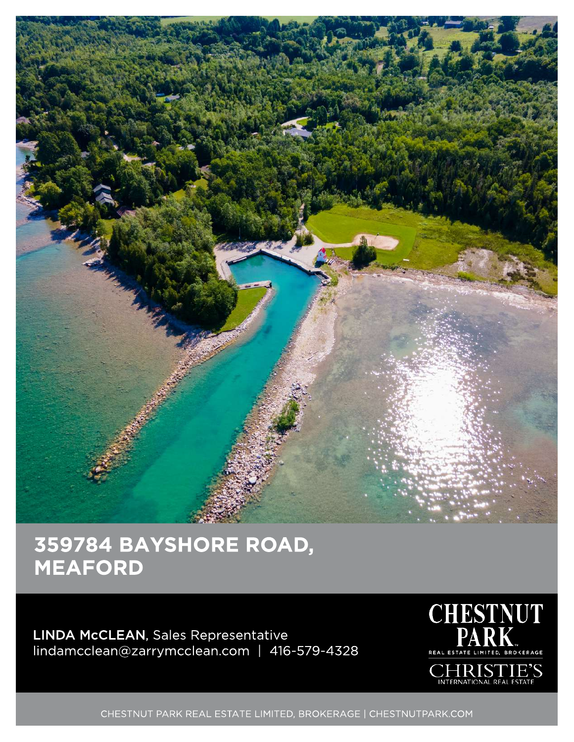# 359784 BAYSHORE ROAD, MEAFORD

**LINDA McCLEAN**, Sales Representative
lindamcclean@zarrymcclean.com | 416-579-4328

CHESTNUT PARK
REAL ESTATE LIMITED, BROKERAGE
CHRISTIE'S
INTERNATIONAL REAL ESTATE

CHESTNUT PARK REAL ESTATE LIMITED, BROKERAGE | CHESTNUTPARK.COM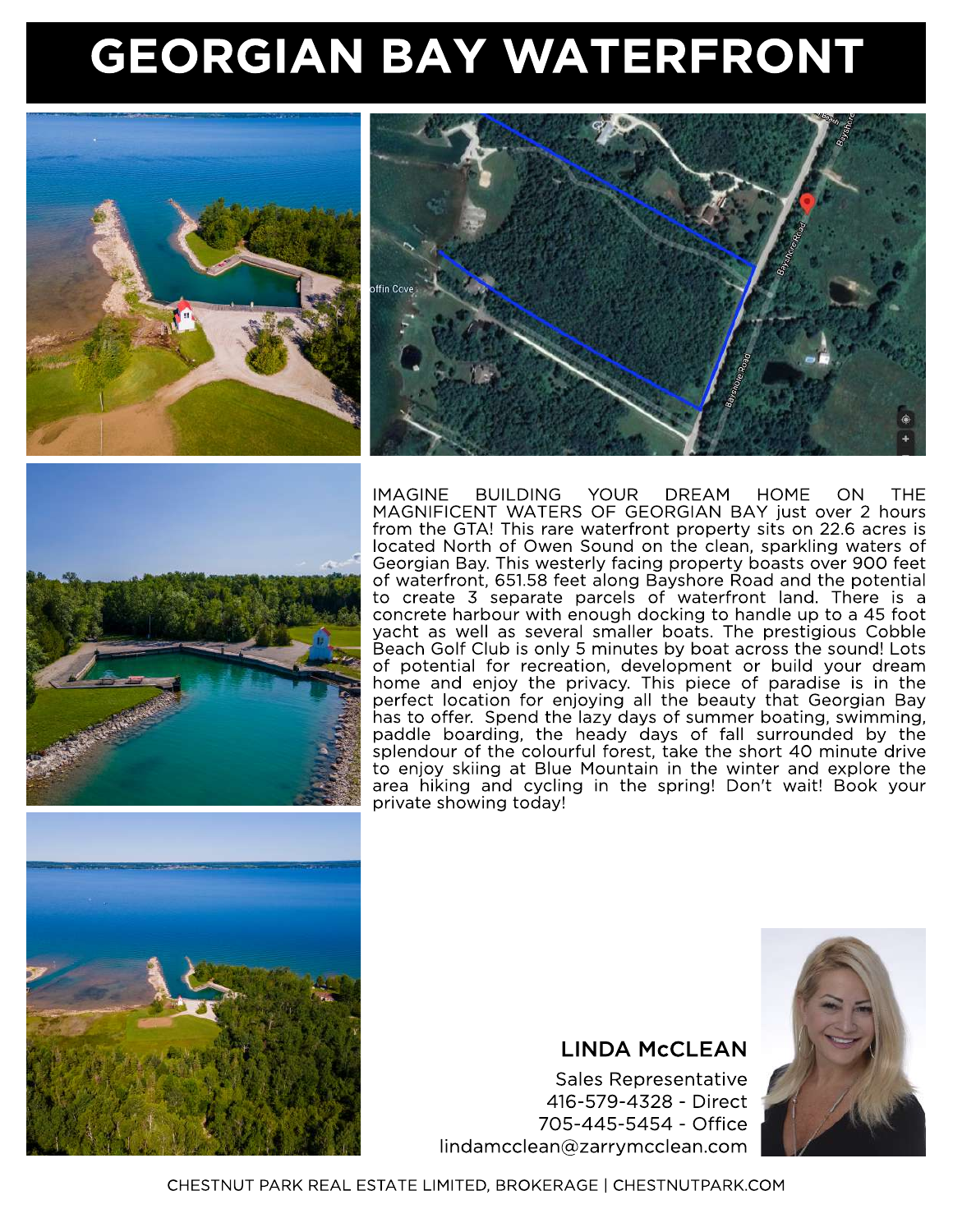# GEORGIAN BAY WATERFRONT

IMAGINE BUILDING YOUR DREAM HOME ON THE MAGNIFICENT WATERS OF GEORGIAN BAY just over 2 hours from the GTA! This rare waterfront property sits on 22.6 acres is located North of Owen Sound on the clean, sparkling waters of Georgian Bay. This westerly facing property boasts over 900 feet of waterfront, 651.58 feet along Bayshore Road and the potential to create 3 separate parcels of waterfront land. There is a concrete harbour with enough docking to handle up to a 45 foot yacht as well as several smaller boats. The prestigious Cobble Beach Golf Club is only 5 minutes by boat across the sound! Lots of potential for recreation, development or build your dream home and enjoy the privacy. This piece of paradise is in the perfect location for enjoying all the beauty that Georgian Bay has to offer. Spend the lazy days of summer boating, swimming, paddle boarding, the heady days of fall surrounded by the splendour of the colourful forest, take the short 40 minute drive to enjoy skiing at Blue Mountain in the winter and explore the area hiking and cycling in the spring! Don't wait! Book your private showing today!

**LINDA McCLEAN**

Sales Representative
416-579-4328 - Direct
705-445-5454 - Office
lindamcclean@zarrymcclean.com

CHESTNUT PARK REAL ESTATE LIMITED, BROKERAGE | CHESTNUTPARK.COM